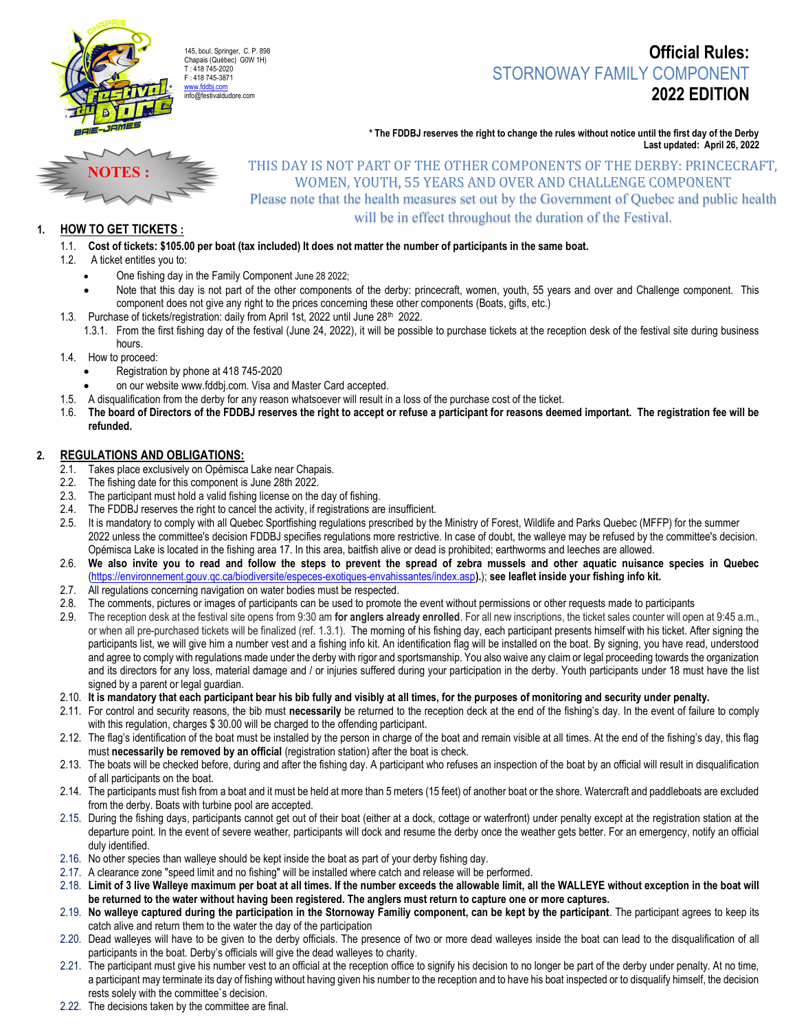145, boul. Springer, C. P. 898
Chapais (Québec) G0W 1H)
T : 418 745-2020
F : 418 745-3871
www.fddbj.com
info@festivaldudore.com

# Official Rules:
## STORNOWAY FAMILY COMPONENT
## 2022 EDITION

**\* The FDDBJ reserves the right to change the rules without notice until the first day of the Derby**
**Last updated: April 26, 2022**

**NOTES :**

THIS DAY IS NOT PART OF THE OTHER COMPONENTS OF THE DERBY: PRINCECRAFT, WOMEN, YOUTH, 55 YEARS AND OVER AND CHALLENGE COMPONENT
Please note that the health measures set out by the Government of Quebec and public health will be in effect throughout the duration of the Festival.

## 1. HOW TO GET TICKETS :

1.1. **Cost of tickets: $105.00 per boat (tax included) It does not matter the number of participants in the same boat.**

1.2. A ticket entitles you to:
- One fishing day in the Family Component June 28 2022;
- Note that this day is not part of the other components of the derby: princecraft, women, youth, 55 years and over and Challenge component. This component does not give any right to the prices concerning these other components (Boats, gifts, etc.)

1.3. Purchase of tickets/registration: daily from April 1st, 2022 until June 28th 2022.

1.3.1. From the first fishing day of the festival (June 24, 2022), it will be possible to purchase tickets at the reception desk of the festival site during business hours.

1.4. How to proceed:
- Registration by phone at 418 745-2020
- on our website www.fddbj.com. Visa and Master Card accepted.

1.5. A disqualification from the derby for any reason whatsoever will result in a loss of the purchase cost of the ticket.

1.6. **The board of Directors of the FDDBJ reserves the right to accept or refuse a participant for reasons deemed important. The registration fee will be refunded.**

## 2. REGULATIONS AND OBLIGATIONS:

2.1. Takes place exclusively on Opémisca Lake near Chapais.

2.2. The fishing date for this component is June 28th 2022.

2.3. The participant must hold a valid fishing license on the day of fishing.

2.4. The FDDBJ reserves the right to cancel the activity, if registrations are insufficient.

2.5. It is mandatory to comply with all Quebec Sportfishing regulations prescribed by the Ministry of Forest, Wildlife and Parks Quebec (MFFP) for the summer 2022 unless the committee's decision FDDBJ specifies regulations more restrictive. In case of doubt, the walleye may be refused by the committee's decision. Opémisca Lake is located in the fishing area 17. In this area, baitfish alive or dead is prohibited; earthworms and leeches are allowed.

2.6. **We also invite you to read and follow the steps to prevent the spread of zebra mussels and other aquatic nuisance species in Quebec** (https://environnement.gouv.qc.ca/biodiversite/especes-exotiques-envahissantes/index.asp)**.**); **see leaflet inside your fishing info kit.**

2.7. All regulations concerning navigation on water bodies must be respected.

2.8. The comments, pictures or images of participants can be used to promote the event without permissions or other requests made to participants

2.9. The reception desk at the festival site opens from 9:30 am **for anglers already enrolled**. For all new inscriptions, the ticket sales counter will open at 9:45 a.m., or when all pre-purchased tickets will be finalized (ref. 1.3.1). The morning of his fishing day, each participant presents himself with his ticket. After signing the participants list, we will give him a number vest and a fishing info kit. An identification flag will be installed on the boat. By signing, you have read, understood and agree to comply with regulations made under the derby with rigor and sportsmanship. You also waive any claim or legal proceeding towards the organization and its directors for any loss, material damage and / or injuries suffered during your participation in the derby. Youth participants under 18 must have the list signed by a parent or legal guardian.

2.10. **It is mandatory that each participant bear his bib fully and visibly at all times, for the purposes of monitoring and security under penalty.**

2.11. For control and security reasons, the bib must **necessarily** be returned to the reception deck at the end of the fishing's day. In the event of failure to comply with this regulation, charges $ 30.00 will be charged to the offending participant.

2.12. The flag's identification of the boat must be installed by the person in charge of the boat and remain visible at all times. At the end of the fishing's day, this flag must **necessarily be removed by an official** (registration station) after the boat is check.

2.13. The boats will be checked before, during and after the fishing day. A participant who refuses an inspection of the boat by an official will result in disqualification of all participants on the boat.

2.14. The participants must fish from a boat and it must be held at more than 5 meters (15 feet) of another boat or the shore. Watercraft and paddleboats are excluded from the derby. Boats with turbine pool are accepted.

2.15. During the fishing days, participants cannot get out of their boat (either at a dock, cottage or waterfront) under penalty except at the registration station at the departure point. In the event of severe weather, participants will dock and resume the derby once the weather gets better. For an emergency, notify an official duly identified.

2.16. No other species than walleye should be kept inside the boat as part of your derby fishing day.

2.17. A clearance zone "speed limit and no fishing" will be installed where catch and release will be performed.

2.18. **Limit of 3 live Walleye maximum per boat at all times. If the number exceeds the allowable limit, all the WALLEYE without exception in the boat will be returned to the water without having been registered. The anglers must return to capture one or more captures.**

2.19. **No walleye captured during the participation in the Stornoway Familiy component, can be kept by the participant**. The participant agrees to keep its catch alive and return them to the water the day of the participation

2.20. Dead walleyes will have to be given to the derby officials. The presence of two or more dead walleyes inside the boat can lead to the disqualification of all participants in the boat. Derby's officials will give the dead walleyes to charity.

2.21. The participant must give his number vest to an official at the reception office to signify his decision to no longer be part of the derby under penalty. At no time, a participant may terminate its day of fishing without having given his number to the reception and to have his boat inspected or to disqualify himself, the decision rests solely with the committee`s decision.

2.22. The decisions taken by the committee are final.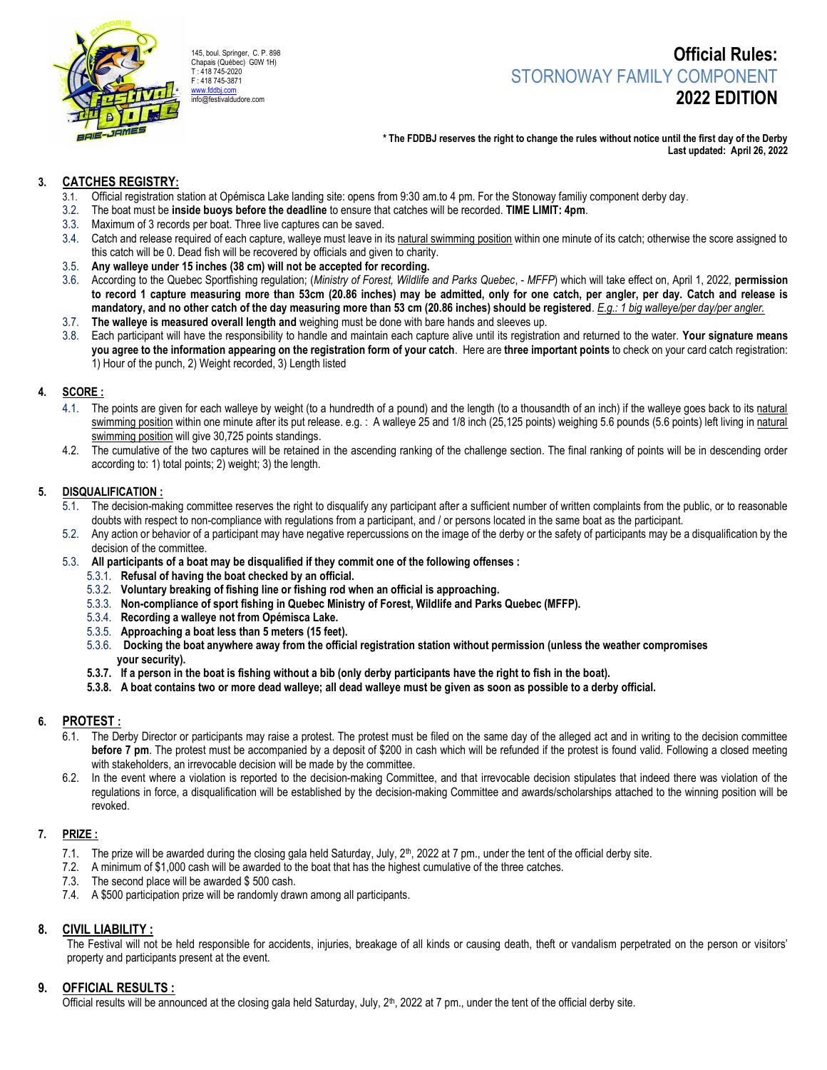145, boul. Springer, C. P. 898
Chapais (Québec) G0W 1H)
T : 418 745-2020
F : 418 745-3871
www.fddbj.com
info@festivaldudore.com

# Official Rules:
## STORNOWAY FAMILY COMPONENT
## 2022 EDITION

**\* The FDDBJ reserves the right to change the rules without notice until the first day of the Derby**
**Last updated: April 26, 2022**

### 3. CATCHES REGISTRY:

3.1. Official registration station at Opémisca Lake landing site: opens from 9:30 am.to 4 pm. For the Stonoway familiy component derby day.

3.2. The boat must be **inside buoys before the deadline** to ensure that catches will be recorded. **TIME LIMIT: 4pm**.

3.3. Maximum of 3 records per boat. Three live captures can be saved.

3.4. Catch and release required of each capture, walleye must leave in its natural swimming position within one minute of its catch; otherwise the score assigned to this catch will be 0. Dead fish will be recovered by officials and given to charity.

3.5. **Any walleye under 15 inches (38 cm) will not be accepted for recording.**

3.6. According to the Quebec Sportfishing regulation; (*Ministry of Forest, Wildlife and Parks Quebec*, - *MFFP*) which will take effect on, April 1, 2022, **permission to record 1 capture measuring more than 53cm (20.86 inches) may be admitted, only for one catch, per angler, per day. Catch and release is mandatory, and no other catch of the day measuring more than 53 cm (20.86 inches) should be registered**. *E.g.: 1 big walleye/per day/per angler.*

3.7. **The walleye is measured overall length and** weighing must be done with bare hands and sleeves up.

3.8. Each participant will have the responsibility to handle and maintain each capture alive until its registration and returned to the water. **Your signature means you agree to the information appearing on the registration form of your catch**. Here are **three important points** to check on your card catch registration: 1) Hour of the punch, 2) Weight recorded, 3) Length listed

### 4. SCORE :

4.1. The points are given for each walleye by weight (to a hundredth of a pound) and the length (to a thousandth of an inch) if the walleye goes back to its natural swimming position within one minute after its put release. e.g. : A walleye 25 and 1/8 inch (25,125 points) weighing 5.6 pounds (5.6 points) left living in natural swimming position will give 30,725 points standings.

4.2. The cumulative of the two captures will be retained in the ascending ranking of the challenge section. The final ranking of points will be in descending order according to: 1) total points; 2) weight; 3) the length.

### 5. DISQUALIFICATION :

5.1. The decision-making committee reserves the right to disqualify any participant after a sufficient number of written complaints from the public, or to reasonable doubts with respect to non-compliance with regulations from a participant, and / or persons located in the same boat as the participant.

5.2. Any action or behavior of a participant may have negative repercussions on the image of the derby or the safety of participants may be a disqualification by the decision of the committee.

5.3. **All participants of a boat may be disqualified if they commit one of the following offenses :**

- 5.3.1. **Refusal of having the boat checked by an official.**
- 5.3.2. **Voluntary breaking of fishing line or fishing rod when an official is approaching.**
- 5.3.3. **Non-compliance of sport fishing in Quebec Ministry of Forest, Wildlife and Parks Quebec (MFFP).**
- 5.3.4. **Recording a walleye not from Opémisca Lake.**
- 5.3.5. **Approaching a boat less than 5 meters (15 feet).**
- 5.3.6. **Docking the boat anywhere away from the official registration station without permission (unless the weather compromises your security).**
- **5.3.7. If a person in the boat is fishing without a bib (only derby participants have the right to fish in the boat).**
- **5.3.8. A boat contains two or more dead walleye; all dead walleye must be given as soon as possible to a derby official.**

### 6. PROTEST :

6.1. The Derby Director or participants may raise a protest. The protest must be filed on the same day of the alleged act and in writing to the decision committee **before 7 pm**. The protest must be accompanied by a deposit of $200 in cash which will be refunded if the protest is found valid. Following a closed meeting with stakeholders, an irrevocable decision will be made by the committee.

6.2. In the event where a violation is reported to the decision-making Committee, and that irrevocable decision stipulates that indeed there was violation of the regulations in force, a disqualification will be established by the decision-making Committee and awards/scholarships attached to the winning position will be revoked.

### 7. PRIZE :

7.1. The prize will be awarded during the closing gala held Saturday, July, 2nd, 2022 at 7 pm., under the tent of the official derby site.

7.2. A minimum of $1,000 cash will be awarded to the boat that has the highest cumulative of the three catches.

7.3. The second place will be awarded $ 500 cash.

7.4. A $500 participation prize will be randomly drawn among all participants.

### 8. CIVIL LIABILITY :

The Festival will not be held responsible for accidents, injuries, breakage of all kinds or causing death, theft or vandalism perpetrated on the person or visitors' property and participants present at the event.

### 9. OFFICIAL RESULTS :

Official results will be announced at the closing gala held Saturday, July, 2nd, 2022 at 7 pm., under the tent of the official derby site.